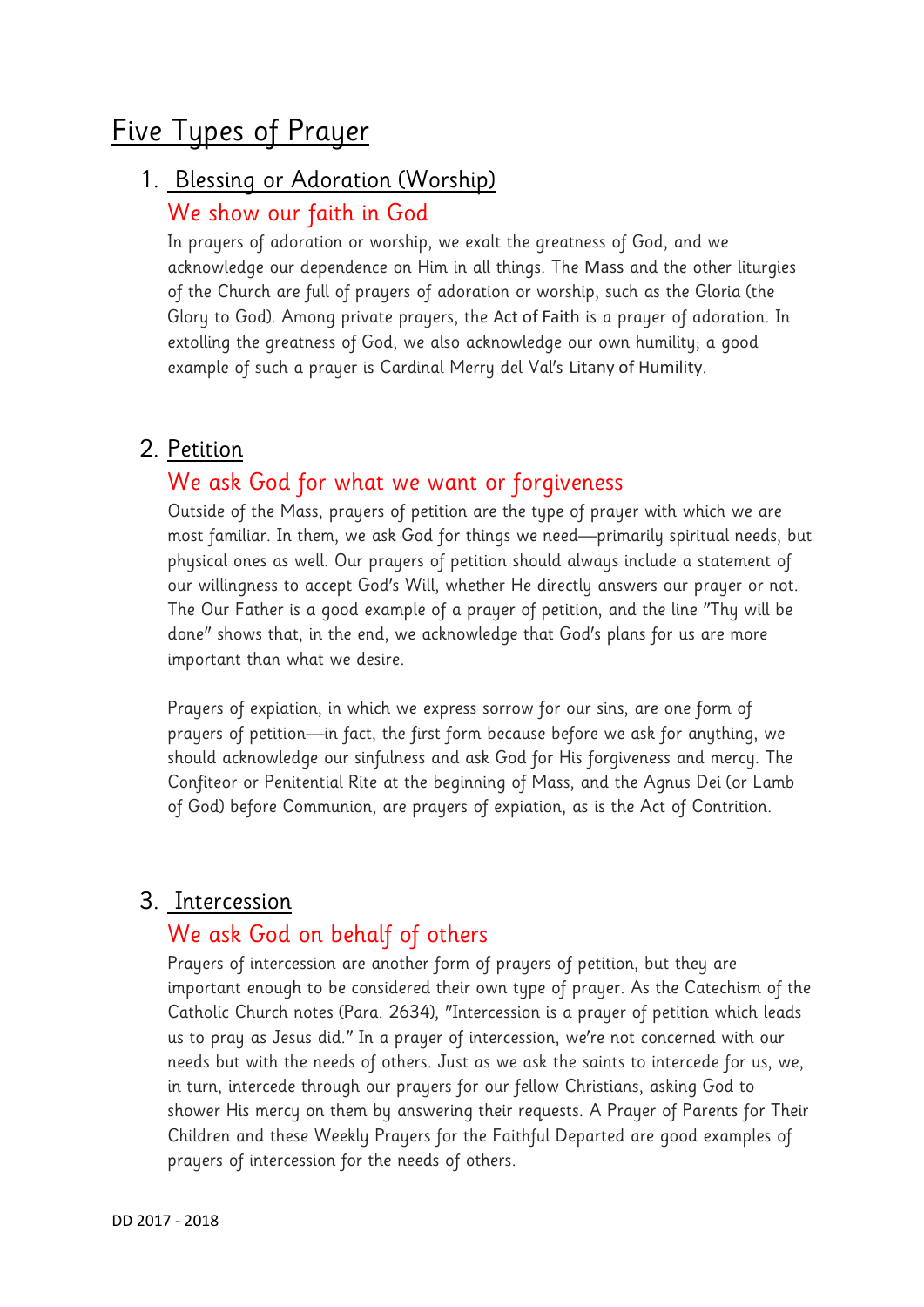# Five Types of Prayer

## 1. Blessing or Adoration (Worship)

### We show our faith in God

In prayers of adoration or worship, we exalt the greatness of God, and we acknowledge our dependence on Him in all things. The Mass and the other liturgies of the Church are full of prayers of adoration or worship, such as the Gloria (the Glory to God). Among private prayers, the Act of Faith is a prayer of adoration. In extolling the greatness of God, we also acknowledge our own humility; a good example of such a prayer is Cardinal Merry del Val's Litany of Humility.

## 2. Petition

### We ask God for what we want or forgiveness

Outside of the Mass, prayers of petition are the type of prayer with which we are most familiar. In them, we ask God for things we need—primarily spiritual needs, but physical ones as well. Our prayers of petition should always include a statement of our willingness to accept God's Will, whether He directly answers our prayer or not. The Our Father is a good example of a prayer of petition, and the line "Thy will be done" shows that, in the end, we acknowledge that God's plans for us are more important than what we desire.

Prayers of expiation, in which we express sorrow for our sins, are one form of prayers of petition—in fact, the first form because before we ask for anything, we should acknowledge our sinfulness and ask God for His forgiveness and mercy. The Confiteor or Penitential Rite at the beginning of Mass, and the Agnus Dei (or Lamb of God) before Communion, are prayers of expiation, as is the Act of Contrition.

## 3. Intercession

### We ask God on behalf of others

Prayers of intercession are another form of prayers of petition, but they are important enough to be considered their own type of prayer. As the Catechism of the Catholic Church notes (Para. 2634), "Intercession is a prayer of petition which leads us to pray as Jesus did." In a prayer of intercession, we're not concerned with our needs but with the needs of others. Just as we ask the saints to intercede for us, we, in turn, intercede through our prayers for our fellow Christians, asking God to shower His mercy on them by answering their requests. A Prayer of Parents for Their Children and these Weekly Prayers for the Faithful Departed are good examples of prayers of intercession for the needs of others.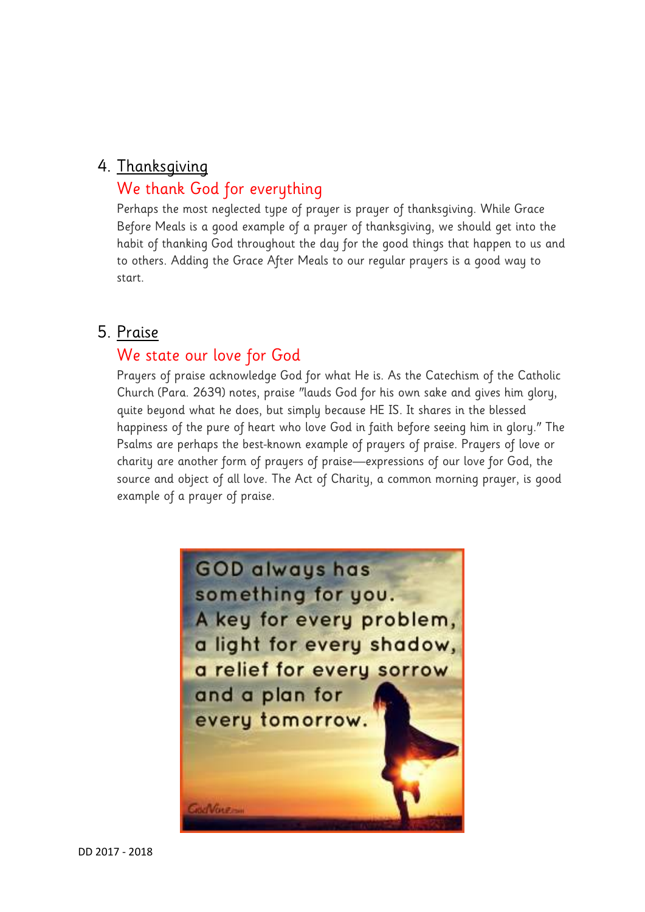## 4. Thanksgiving

### We thank God for everything

Perhaps the most neglected type of prayer is prayer of thanksgiving. While Grace Before Meals is a good example of a prayer of thanksgiving, we should get into the habit of thanking God throughout the day for the good things that happen to us and to others. Adding the Grace After Meals to our regular prayers is a good way to start.

## 5. Praise

### We state our love for God

Prayers of praise acknowledge God for what He is. As the Catechism of the Catholic Church (Para. 2639) notes, praise "lauds God for his own sake and gives him glory, quite beyond what he does, but simply because HE IS. It shares in the blessed happiness of the pure of heart who love God in faith before seeing him in glory." The Psalms are perhaps the best-known example of prayers of praise. Prayers of love or charity are another form of prayers of praise—expressions of our love for God, the source and object of all love. The Act of Charity, a common morning prayer, is good example of a prayer of praise.

GOD always has something for you.
A key for every problem,
a light for every shadow,
a relief for every sorrow
and a plan for every tomorrow.

DD 2017 - 2018